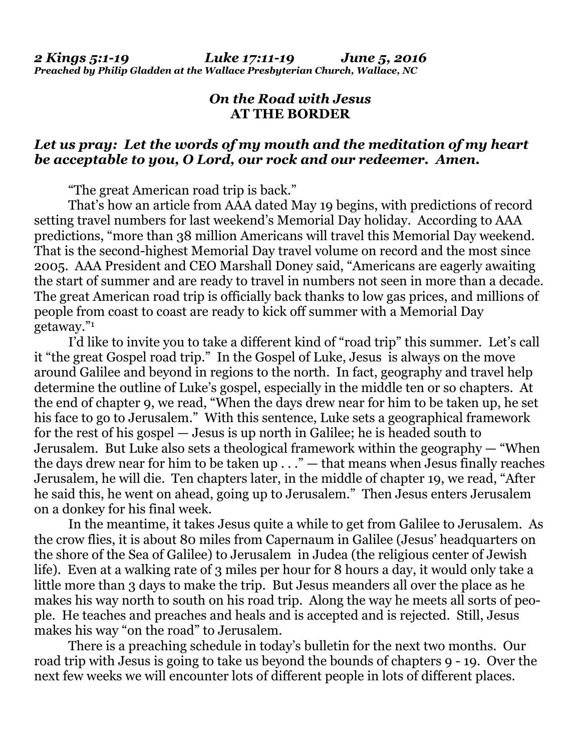***2 Kings 5:1-19 Luke 17:11-19 June 5, 2016***
***Preached by Philip Gladden at the Wallace Presbyterian Church, Wallace, NC***

## *On the Road with Jesus*
## **AT THE BORDER**

***Let us pray: Let the words of my mouth and the meditation of my heart be acceptable to you, O Lord, our rock and our redeemer. Amen.***

"The great American road trip is back."

That's how an article from AAA dated May 19 begins, with predictions of record setting travel numbers for last weekend's Memorial Day holiday. According to AAA predictions, "more than 38 million Americans will travel this Memorial Day weekend. That is the second-highest Memorial Day travel volume on record and the most since 2005. AAA President and CEO Marshall Doney said, "Americans are eagerly awaiting the start of summer and are ready to travel in numbers not seen in more than a decade. The great American road trip is officially back thanks to low gas prices, and millions of people from coast to coast are ready to kick off summer with a Memorial Day getaway."[1]

I'd like to invite you to take a different kind of "road trip" this summer. Let's call it "the great Gospel road trip." In the Gospel of Luke, Jesus is always on the move around Galilee and beyond in regions to the north. In fact, geography and travel help determine the outline of Luke's gospel, especially in the middle ten or so chapters. At the end of chapter 9, we read, "When the days drew near for him to be taken up, he set his face to go to Jerusalem." With this sentence, Luke sets a geographical framework for the rest of his gospel — Jesus is up north in Galilee; he is headed south to Jerusalem. But Luke also sets a theological framework within the geography — "When the days drew near for him to be taken up . . ." — that means when Jesus finally reaches Jerusalem, he will die. Ten chapters later, in the middle of chapter 19, we read, "After he said this, he went on ahead, going up to Jerusalem." Then Jesus enters Jerusalem on a donkey for his final week.

In the meantime, it takes Jesus quite a while to get from Galilee to Jerusalem. As the crow flies, it is about 80 miles from Capernaum in Galilee (Jesus' headquarters on the shore of the Sea of Galilee) to Jerusalem in Judea (the religious center of Jewish life). Even at a walking rate of 3 miles per hour for 8 hours a day, it would only take a little more than 3 days to make the trip. But Jesus meanders all over the place as he makes his way north to south on his road trip. Along the way he meets all sorts of people. He teaches and preaches and heals and is accepted and is rejected. Still, Jesus makes his way "on the road" to Jerusalem.

There is a preaching schedule in today's bulletin for the next two months. Our road trip with Jesus is going to take us beyond the bounds of chapters 9 - 19. Over the next few weeks we will encounter lots of different people in lots of different places.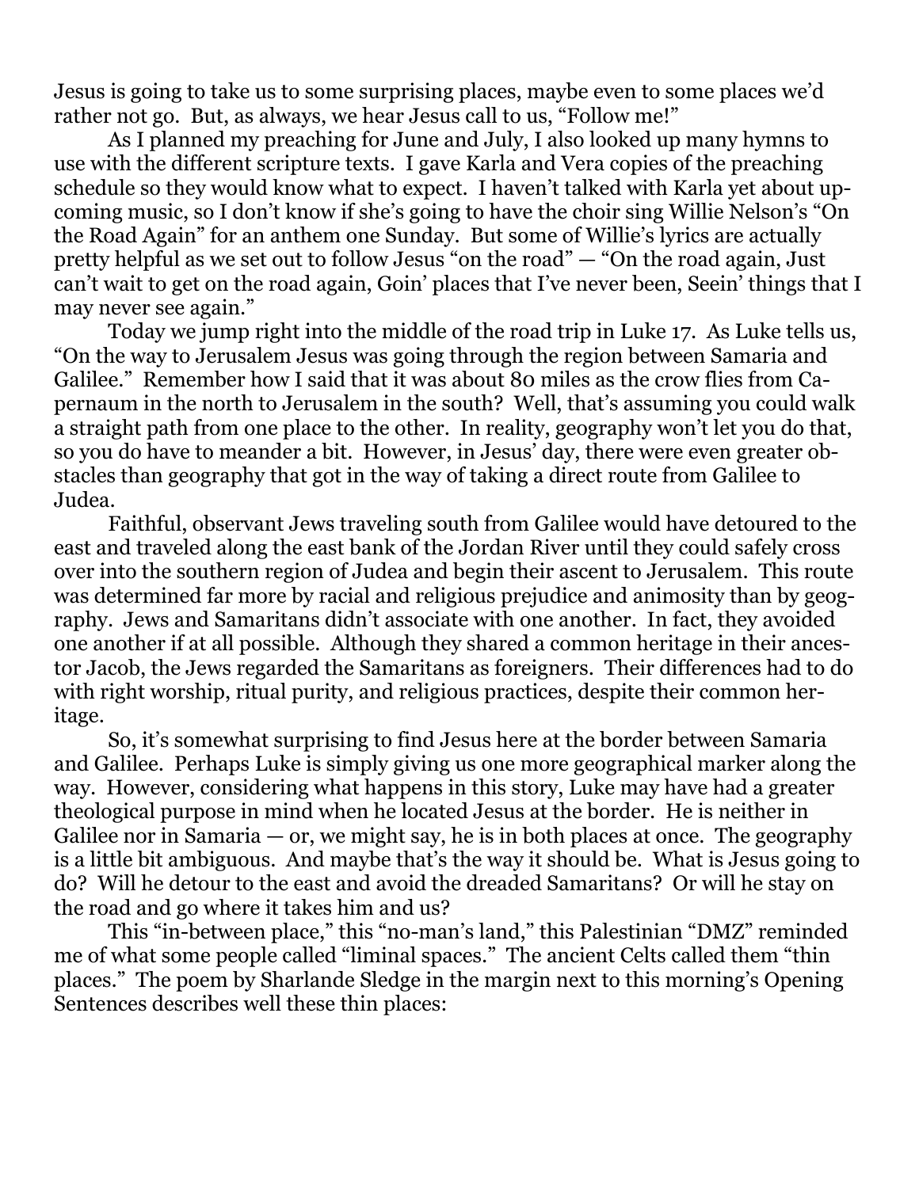Jesus is going to take us to some surprising places, maybe even to some places we'd rather not go. But, as always, we hear Jesus call to us, "Follow me!"

As I planned my preaching for June and July, I also looked up many hymns to use with the different scripture texts. I gave Karla and Vera copies of the preaching schedule so they would know what to expect. I haven't talked with Karla yet about upcoming music, so I don't know if she's going to have the choir sing Willie Nelson's "On the Road Again" for an anthem one Sunday. But some of Willie's lyrics are actually pretty helpful as we set out to follow Jesus "on the road" — "On the road again, Just can't wait to get on the road again, Goin' places that I've never been, Seein' things that I may never see again."

Today we jump right into the middle of the road trip in Luke 17. As Luke tells us, "On the way to Jerusalem Jesus was going through the region between Samaria and Galilee." Remember how I said that it was about 80 miles as the crow flies from Capernaum in the north to Jerusalem in the south? Well, that's assuming you could walk a straight path from one place to the other. In reality, geography won't let you do that, so you do have to meander a bit. However, in Jesus' day, there were even greater obstacles than geography that got in the way of taking a direct route from Galilee to Judea.

Faithful, observant Jews traveling south from Galilee would have detoured to the east and traveled along the east bank of the Jordan River until they could safely cross over into the southern region of Judea and begin their ascent to Jerusalem. This route was determined far more by racial and religious prejudice and animosity than by geography. Jews and Samaritans didn't associate with one another. In fact, they avoided one another if at all possible. Although they shared a common heritage in their ancestor Jacob, the Jews regarded the Samaritans as foreigners. Their differences had to do with right worship, ritual purity, and religious practices, despite their common heritage.

So, it's somewhat surprising to find Jesus here at the border between Samaria and Galilee. Perhaps Luke is simply giving us one more geographical marker along the way. However, considering what happens in this story, Luke may have had a greater theological purpose in mind when he located Jesus at the border. He is neither in Galilee nor in Samaria — or, we might say, he is in both places at once. The geography is a little bit ambiguous. And maybe that's the way it should be. What is Jesus going to do? Will he detour to the east and avoid the dreaded Samaritans? Or will he stay on the road and go where it takes him and us?

This "in-between place," this "no-man's land," this Palestinian "DMZ" reminded me of what some people called "liminal spaces." The ancient Celts called them "thin places." The poem by Sharlande Sledge in the margin next to this morning's Opening Sentences describes well these thin places: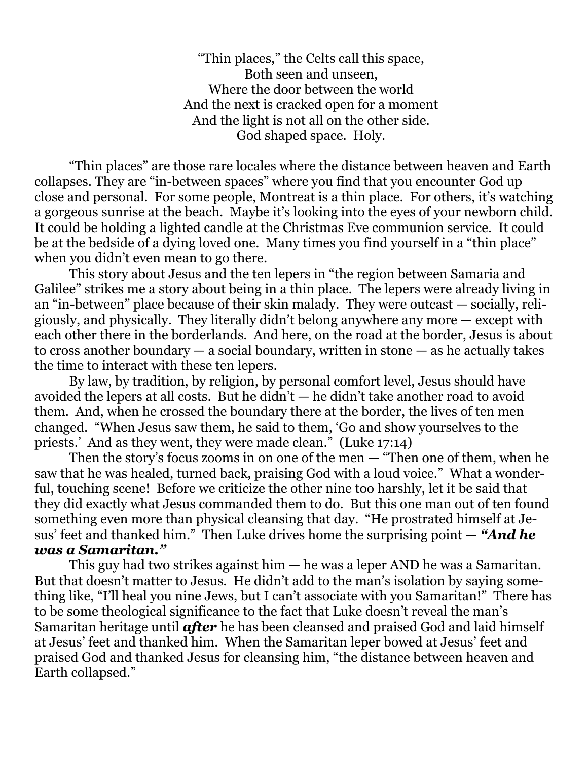"Thin places," the Celts call this space,  
Both seen and unseen,  
Where the door between the world  
And the next is cracked open for a moment  
And the light is not all on the other side.  
God shaped space. Holy.

"Thin places" are those rare locales where the distance between heaven and Earth collapses. They are "in-between spaces" where you find that you encounter God up close and personal. For some people, Montreat is a thin place. For others, it's watching a gorgeous sunrise at the beach. Maybe it's looking into the eyes of your newborn child. It could be holding a lighted candle at the Christmas Eve communion service. It could be at the bedside of a dying loved one. Many times you find yourself in a "thin place" when you didn't even mean to go there.

This story about Jesus and the ten lepers in "the region between Samaria and Galilee" strikes me a story about being in a thin place. The lepers were already living in an "in-between" place because of their skin malady. They were outcast — socially, religiously, and physically. They literally didn't belong anywhere any more — except with each other there in the borderlands. And here, on the road at the border, Jesus is about to cross another boundary — a social boundary, written in stone — as he actually takes the time to interact with these ten lepers.

By law, by tradition, by religion, by personal comfort level, Jesus should have avoided the lepers at all costs. But he didn't — he didn't take another road to avoid them. And, when he crossed the boundary there at the border, the lives of ten men changed. "When Jesus saw them, he said to them, 'Go and show yourselves to the priests.' And as they went, they were made clean." (Luke 17:14)

Then the story's focus zooms in on one of the men — "Then one of them, when he saw that he was healed, turned back, praising God with a loud voice." What a wonderful, touching scene! Before we criticize the other nine too harshly, let it be said that they did exactly what Jesus commanded them to do. But this one man out of ten found something even more than physical cleansing that day. "He prostrated himself at Jesus' feet and thanked him." Then Luke drives home the surprising point — ***"And he was a Samaritan."***

This guy had two strikes against him — he was a leper AND he was a Samaritan. But that doesn't matter to Jesus. He didn't add to the man's isolation by saying something like, "I'll heal you nine Jews, but I can't associate with you Samaritan!" There has to be some theological significance to the fact that Luke doesn't reveal the man's Samaritan heritage until ***after*** he has been cleansed and praised God and laid himself at Jesus' feet and thanked him. When the Samaritan leper bowed at Jesus' feet and praised God and thanked Jesus for cleansing him, "the distance between heaven and Earth collapsed."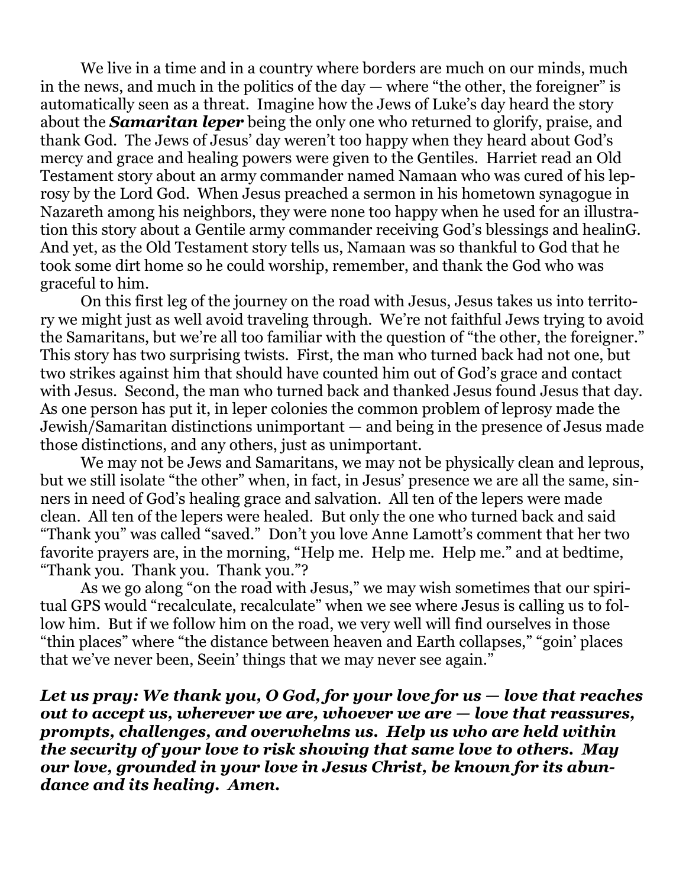We live in a time and in a country where borders are much on our minds, much in the news, and much in the politics of the day — where "the other, the foreigner" is automatically seen as a threat. Imagine how the Jews of Luke's day heard the story about the ***Samaritan leper*** being the only one who returned to glorify, praise, and thank God. The Jews of Jesus' day weren't too happy when they heard about God's mercy and grace and healing powers were given to the Gentiles. Harriet read an Old Testament story about an army commander named Namaan who was cured of his leprosy by the Lord God. When Jesus preached a sermon in his hometown synagogue in Nazareth among his neighbors, they were none too happy when he used for an illustration this story about a Gentile army commander receiving God's blessings and healinG. And yet, as the Old Testament story tells us, Namaan was so thankful to God that he took some dirt home so he could worship, remember, and thank the God who was graceful to him.

On this first leg of the journey on the road with Jesus, Jesus takes us into territory we might just as well avoid traveling through. We're not faithful Jews trying to avoid the Samaritans, but we're all too familiar with the question of "the other, the foreigner." This story has two surprising twists. First, the man who turned back had not one, but two strikes against him that should have counted him out of God's grace and contact with Jesus. Second, the man who turned back and thanked Jesus found Jesus that day. As one person has put it, in leper colonies the common problem of leprosy made the Jewish/Samaritan distinctions unimportant — and being in the presence of Jesus made those distinctions, and any others, just as unimportant.

We may not be Jews and Samaritans, we may not be physically clean and leprous, but we still isolate "the other" when, in fact, in Jesus' presence we are all the same, sinners in need of God's healing grace and salvation. All ten of the lepers were made clean. All ten of the lepers were healed. But only the one who turned back and said "Thank you" was called "saved." Don't you love Anne Lamott's comment that her two favorite prayers are, in the morning, "Help me. Help me. Help me." and at bedtime, "Thank you. Thank you. Thank you."?

As we go along "on the road with Jesus," we may wish sometimes that our spiritual GPS would "recalculate, recalculate" when we see where Jesus is calling us to follow him. But if we follow him on the road, we very well will find ourselves in those "thin places" where "the distance between heaven and Earth collapses," "goin' places that we've never been, Seein' things that we may never see again."

***Let us pray: We thank you, O God, for your love for us — love that reaches out to accept us, wherever we are, whoever we are — love that reassures, prompts, challenges, and overwhelms us. Help us who are held within the security of your love to risk showing that same love to others. May our love, grounded in your love in Jesus Christ, be known for its abundance and its healing. Amen.***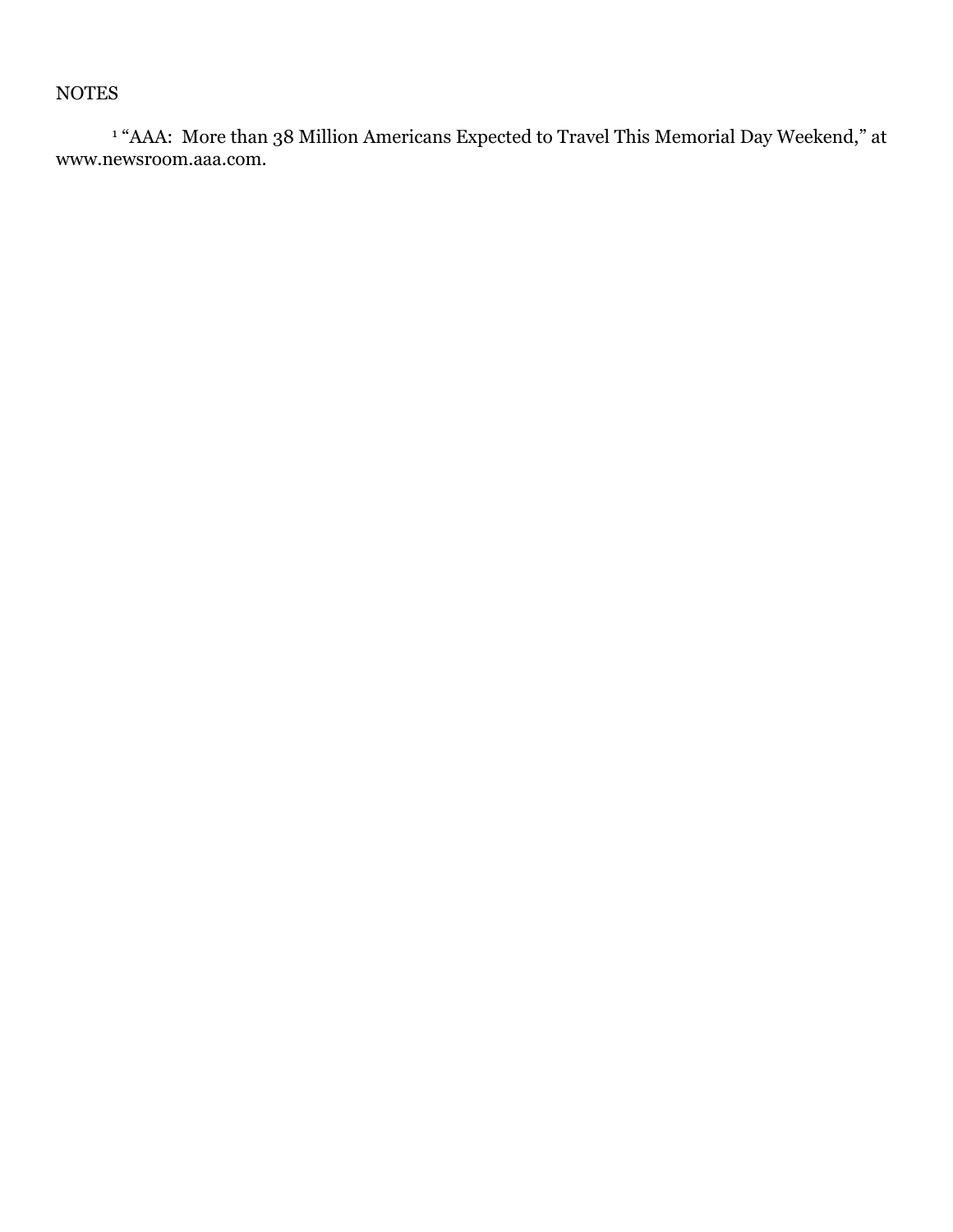NOTES

[1] "AAA: More than 38 Million Americans Expected to Travel This Memorial Day Weekend," at www.newsroom.aaa.com.